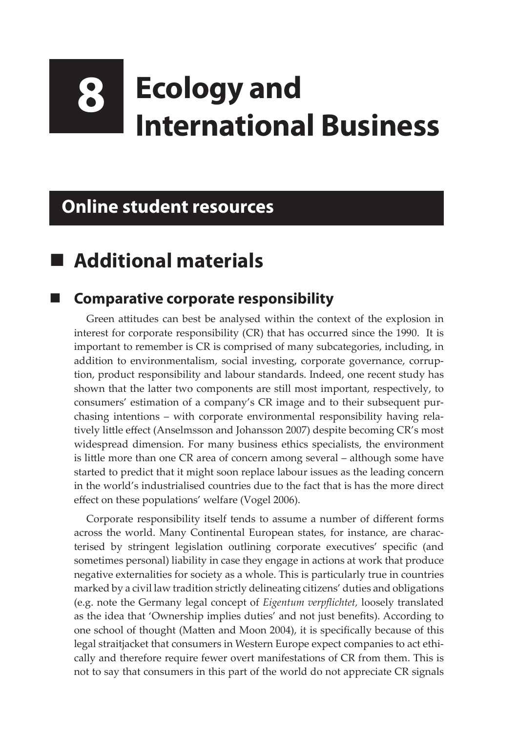# 8 Ecology and International Business

## Online student resources

## Additional materials

### Comparative corporate responsibility

Green attitudes can best be analysed within the context of the explosion in interest for corporate responsibility (CR) that has occurred since the 1990. It is important to remember is CR is comprised of many subcategories, including, in addition to environmentalism, social investing, corporate governance, corruption, product responsibility and labour standards. Indeed, one recent study has shown that the latter two components are still most important, respectively, to consumers' estimation of a company's CR image and to their subsequent purchasing intentions – with corporate environmental responsibility having relatively little effect (Anselmsson and Johansson 2007) despite becoming CR's most widespread dimension. For many business ethics specialists, the environment is little more than one CR area of concern among several – although some have started to predict that it might soon replace labour issues as the leading concern in the world's industrialised countries due to the fact that is has the more direct effect on these populations' welfare (Vogel 2006).

Corporate responsibility itself tends to assume a number of different forms across the world. Many Continental European states, for instance, are characterised by stringent legislation outlining corporate executives' specific (and sometimes personal) liability in case they engage in actions at work that produce negative externalities for society as a whole. This is particularly true in countries marked by a civil law tradition strictly delineating citizens' duties and obligations (e.g. note the Germany legal concept of *Eigentum verpflichtet*, loosely translated as the idea that 'Ownership implies duties' and not just benefits). According to one school of thought (Matten and Moon 2004), it is specifically because of this legal straitjacket that consumers in Western Europe expect companies to act ethically and therefore require fewer overt manifestations of CR from them. This is not to say that consumers in this part of the world do not appreciate CR signals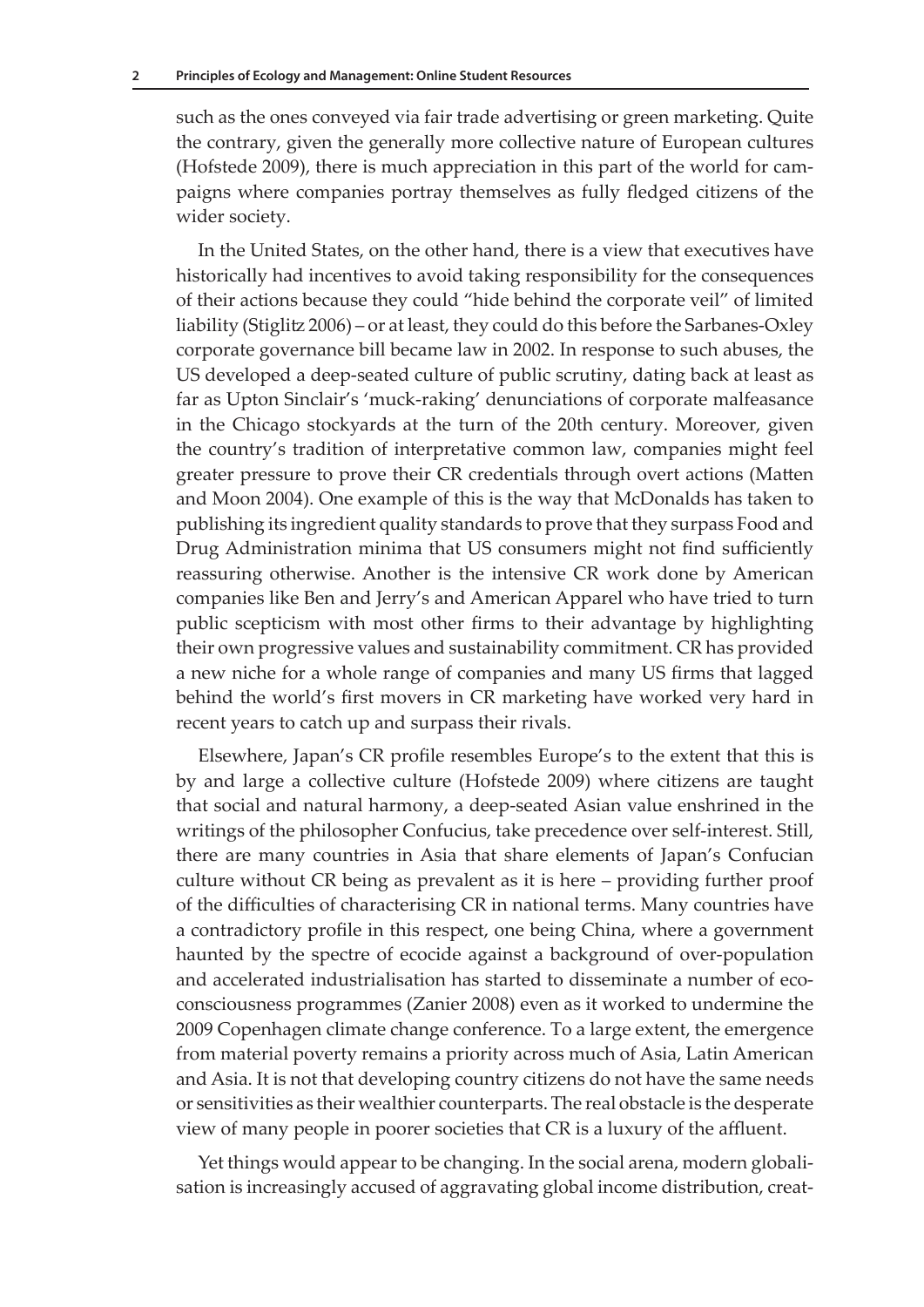such as the ones conveyed via fair trade advertising or green marketing. Quite the contrary, given the generally more collective nature of European cultures (Hofstede 2009), there is much appreciation in this part of the world for campaigns where companies portray themselves as fully fledged citizens of the wider society.

In the United States, on the other hand, there is a view that executives have historically had incentives to avoid taking responsibility for the consequences of their actions because they could "hide behind the corporate veil" of limited liability (Stiglitz 2006) – or at least, they could do this before the Sarbanes-Oxley corporate governance bill became law in 2002. In response to such abuses, the US developed a deep-seated culture of public scrutiny, dating back at least as far as Upton Sinclair's 'muck-raking' denunciations of corporate malfeasance in the Chicago stockyards at the turn of the 20th century. Moreover, given the country's tradition of interpretative common law, companies might feel greater pressure to prove their CR credentials through overt actions (Matten and Moon 2004). One example of this is the way that McDonalds has taken to publishing its ingredient quality standards to prove that they surpass Food and Drug Administration minima that US consumers might not find sufficiently reassuring otherwise. Another is the intensive CR work done by American companies like Ben and Jerry's and American Apparel who have tried to turn public scepticism with most other firms to their advantage by highlighting their own progressive values and sustainability commitment. CR has provided a new niche for a whole range of companies and many US firms that lagged behind the world's first movers in CR marketing have worked very hard in recent years to catch up and surpass their rivals.

Elsewhere, Japan's CR profile resembles Europe's to the extent that this is by and large a collective culture (Hofstede 2009) where citizens are taught that social and natural harmony, a deep-seated Asian value enshrined in the writings of the philosopher Confucius, take precedence over self-interest. Still, there are many countries in Asia that share elements of Japan's Confucian culture without CR being as prevalent as it is here – providing further proof of the difficulties of characterising CR in national terms. Many countries have a contradictory profile in this respect, one being China, where a government haunted by the spectre of ecocide against a background of over-population and accelerated industrialisation has started to disseminate a number of eco-consciousness programmes (Zanier 2008) even as it worked to undermine the 2009 Copenhagen climate change conference. To a large extent, the emergence from material poverty remains a priority across much of Asia, Latin American and Asia. It is not that developing country citizens do not have the same needs or sensitivities as their wealthier counterparts. The real obstacle is the desperate view of many people in poorer societies that CR is a luxury of the affluent.

Yet things would appear to be changing. In the social arena, modern globalisation is increasingly accused of aggravating global income distribution, creat-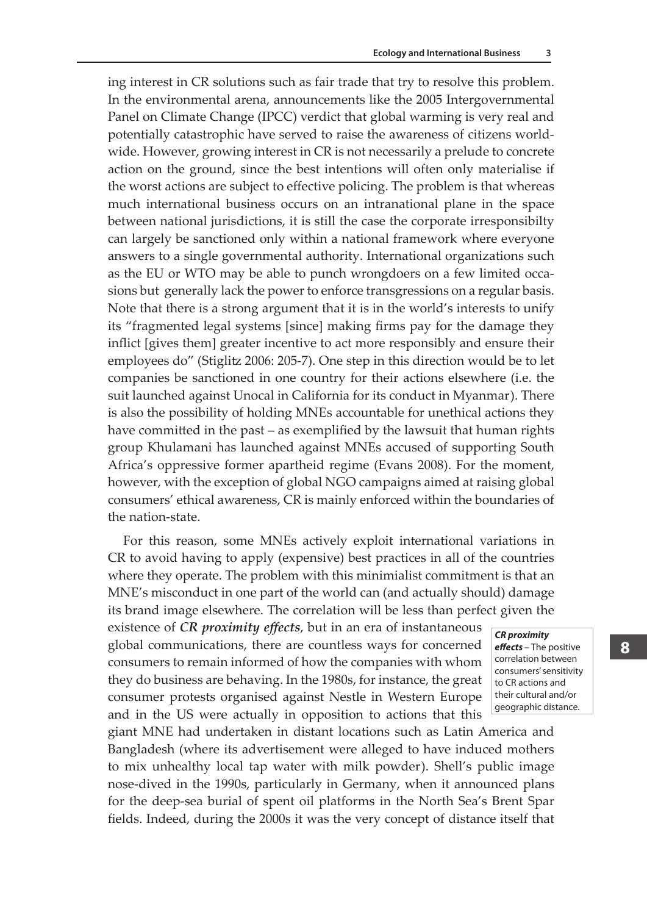ing interest in CR solutions such as fair trade that try to resolve this problem. In the environmental arena, announcements like the 2005 Intergovernmental Panel on Climate Change (IPCC) verdict that global warming is very real and potentially catastrophic have served to raise the awareness of citizens worldwide. However, growing interest in CR is not necessarily a prelude to concrete action on the ground, since the best intentions will often only materialise if the worst actions are subject to effective policing. The problem is that whereas much international business occurs on an intranational plane in the space between national jurisdictions, it is still the case the corporate irresponsibilty can largely be sanctioned only within a national framework where everyone answers to a single governmental authority. International organizations such as the EU or WTO may be able to punch wrongdoers on a few limited occasions but generally lack the power to enforce transgressions on a regular basis. Note that there is a strong argument that it is in the world's interests to unify its "fragmented legal systems [since] making firms pay for the damage they inflict [gives them] greater incentive to act more responsibly and ensure their employees do" (Stiglitz 2006: 205-7). One step in this direction would be to let companies be sanctioned in one country for their actions elsewhere (i.e. the suit launched against Unocal in California for its conduct in Myanmar). There is also the possibility of holding MNEs accountable for unethical actions they have committed in the past – as exemplified by the lawsuit that human rights group Khulamani has launched against MNEs accused of supporting South Africa's oppressive former apartheid regime (Evans 2008). For the moment, however, with the exception of global NGO campaigns aimed at raising global consumers' ethical awareness, CR is mainly enforced within the boundaries of the nation-state.

For this reason, some MNEs actively exploit international variations in CR to avoid having to apply (expensive) best practices in all of the countries where they operate. The problem with this minimialist commitment is that an MNE's misconduct in one part of the world can (and actually should) damage its brand image elsewhere. The correlation will be less than perfect given the existence of ***CR proximity effects***, but in an era of instantaneous global communications, there are countless ways for concerned consumers to remain informed of how the companies with whom they do business are behaving. In the 1980s, for instance, the great consumer protests organised against Nestle in Western Europe and in the US were actually in opposition to actions that this giant MNE had undertaken in distant locations such as Latin America and Bangladesh (where its advertisement were alleged to have induced mothers to mix unhealthy local tap water with milk powder). Shell's public image nose-dived in the 1990s, particularly in Germany, when it announced plans for the deep-sea burial of spent oil platforms in the North Sea's Brent Spar fields. Indeed, during the 2000s it was the very concept of distance itself that

> ***CR proximity effects*** – The positive correlation between consumers' sensitivity to CR actions and their cultural and/or geographic distance.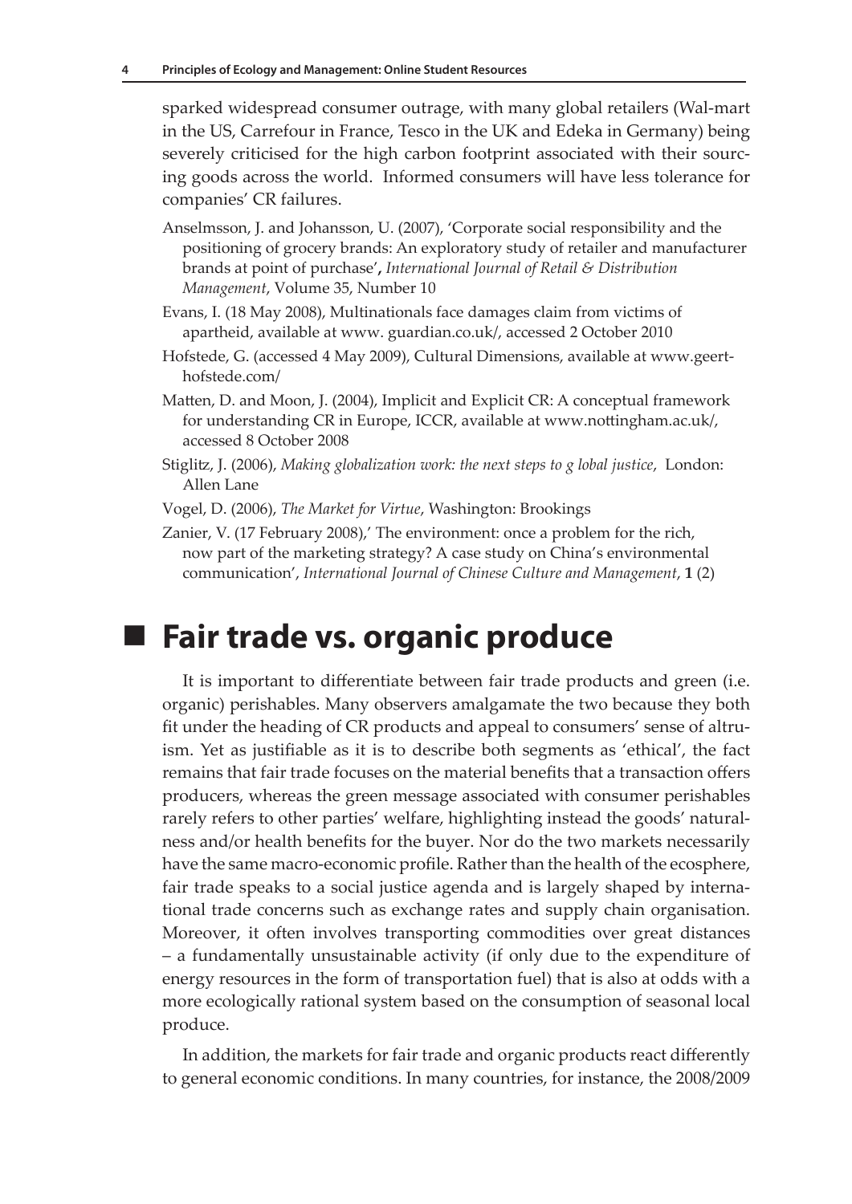sparked widespread consumer outrage, with many global retailers (Wal-mart in the US, Carrefour in France, Tesco in the UK and Edeka in Germany) being severely criticised for the high carbon footprint associated with their sourcing goods across the world. Informed consumers will have less tolerance for companies' CR failures.

Anselmsson, J. and Johansson, U. (2007), 'Corporate social responsibility and the positioning of grocery brands: An exploratory study of retailer and manufacturer brands at point of purchase', *International Journal of Retail & Distribution Management*, Volume 35, Number 10

Evans, I. (18 May 2008), Multinationals face damages claim from victims of apartheid, available at www. guardian.co.uk/, accessed 2 October 2010

Hofstede, G. (accessed 4 May 2009), Cultural Dimensions, available at www.geert-hofstede.com/

Matten, D. and Moon, J. (2004), Implicit and Explicit CR: A conceptual framework for understanding CR in Europe, ICCR, available at www.nottingham.ac.uk/, accessed 8 October 2008

Stiglitz, J. (2006), *Making globalization work: the next steps to g lobal justice*, London: Allen Lane

Vogel, D. (2006), *The Market for Virtue*, Washington: Brookings

Zanier, V. (17 February 2008),' The environment: once a problem for the rich, now part of the marketing strategy? A case study on China's environmental communication', *International Journal of Chinese Culture and Management*, **1** (2)

## Fair trade vs. organic produce

It is important to differentiate between fair trade products and green (i.e. organic) perishables. Many observers amalgamate the two because they both fit under the heading of CR products and appeal to consumers' sense of altruism. Yet as justifiable as it is to describe both segments as 'ethical', the fact remains that fair trade focuses on the material benefits that a transaction offers producers, whereas the green message associated with consumer perishables rarely refers to other parties' welfare, highlighting instead the goods' naturalness and/or health benefits for the buyer. Nor do the two markets necessarily have the same macro-economic profile. Rather than the health of the ecosphere, fair trade speaks to a social justice agenda and is largely shaped by international trade concerns such as exchange rates and supply chain organisation. Moreover, it often involves transporting commodities over great distances – a fundamentally unsustainable activity (if only due to the expenditure of energy resources in the form of transportation fuel) that is also at odds with a more ecologically rational system based on the consumption of seasonal local produce.

In addition, the markets for fair trade and organic products react differently to general economic conditions. In many countries, for instance, the 2008/2009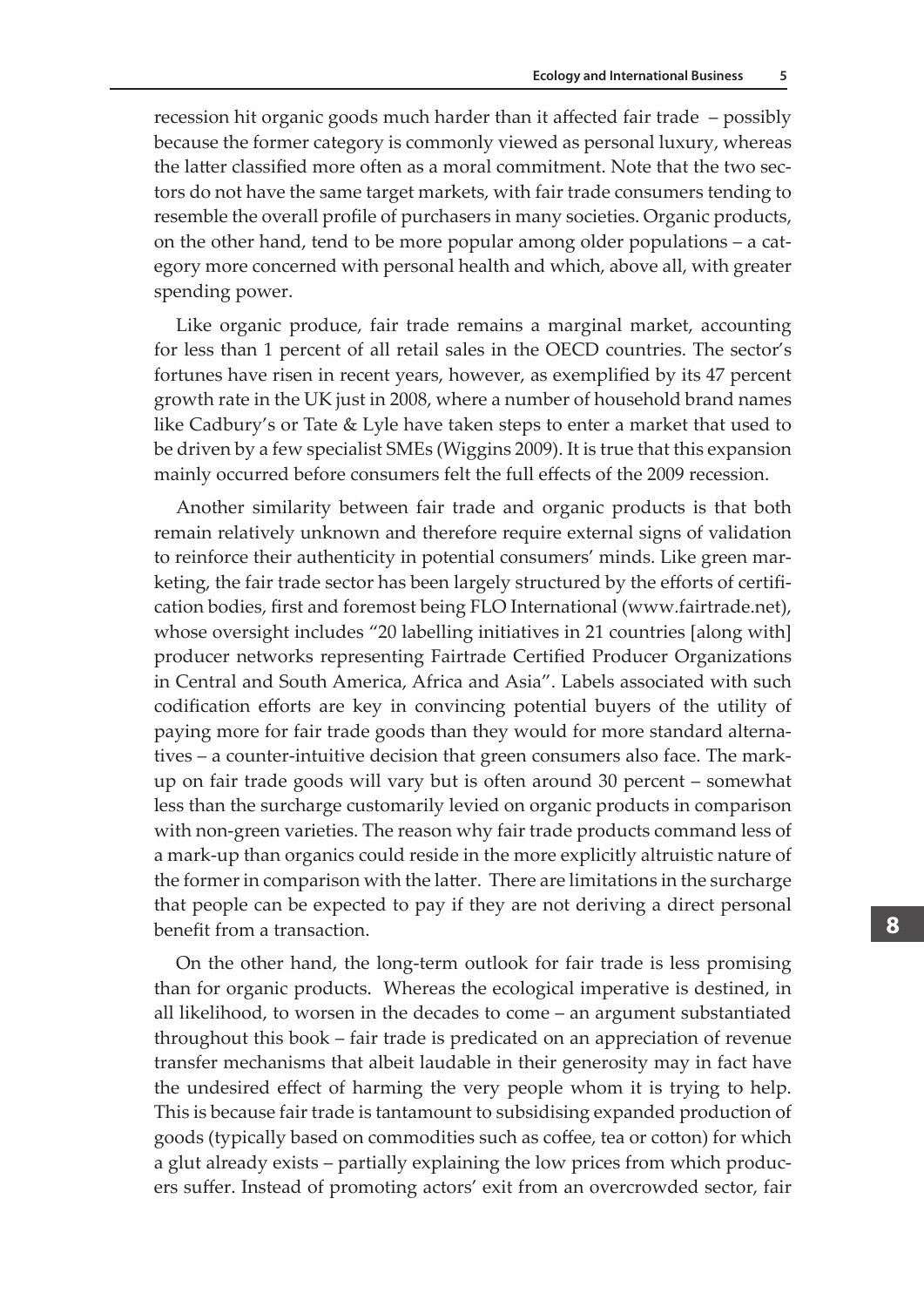recession hit organic goods much harder than it affected fair trade – possibly because the former category is commonly viewed as personal luxury, whereas the latter classified more often as a moral commitment. Note that the two sectors do not have the same target markets, with fair trade consumers tending to resemble the overall profile of purchasers in many societies. Organic products, on the other hand, tend to be more popular among older populations – a category more concerned with personal health and which, above all, with greater spending power.

Like organic produce, fair trade remains a marginal market, accounting for less than 1 percent of all retail sales in the OECD countries. The sector's fortunes have risen in recent years, however, as exemplified by its 47 percent growth rate in the UK just in 2008, where a number of household brand names like Cadbury's or Tate & Lyle have taken steps to enter a market that used to be driven by a few specialist SMEs (Wiggins 2009). It is true that this expansion mainly occurred before consumers felt the full effects of the 2009 recession.

Another similarity between fair trade and organic products is that both remain relatively unknown and therefore require external signs of validation to reinforce their authenticity in potential consumers' minds. Like green marketing, the fair trade sector has been largely structured by the efforts of certification bodies, first and foremost being FLO International (www.fairtrade.net), whose oversight includes "20 labelling initiatives in 21 countries [along with] producer networks representing Fairtrade Certified Producer Organizations in Central and South America, Africa and Asia". Labels associated with such codification efforts are key in convincing potential buyers of the utility of paying more for fair trade goods than they would for more standard alternatives – a counter-intuitive decision that green consumers also face. The markup on fair trade goods will vary but is often around 30 percent – somewhat less than the surcharge customarily levied on organic products in comparison with non-green varieties. The reason why fair trade products command less of a mark-up than organics could reside in the more explicitly altruistic nature of the former in comparison with the latter. There are limitations in the surcharge that people can be expected to pay if they are not deriving a direct personal benefit from a transaction.

On the other hand, the long-term outlook for fair trade is less promising than for organic products. Whereas the ecological imperative is destined, in all likelihood, to worsen in the decades to come – an argument substantiated throughout this book – fair trade is predicated on an appreciation of revenue transfer mechanisms that albeit laudable in their generosity may in fact have the undesired effect of harming the very people whom it is trying to help. This is because fair trade is tantamount to subsidising expanded production of goods (typically based on commodities such as coffee, tea or cotton) for which a glut already exists – partially explaining the low prices from which producers suffer. Instead of promoting actors' exit from an overcrowded sector, fair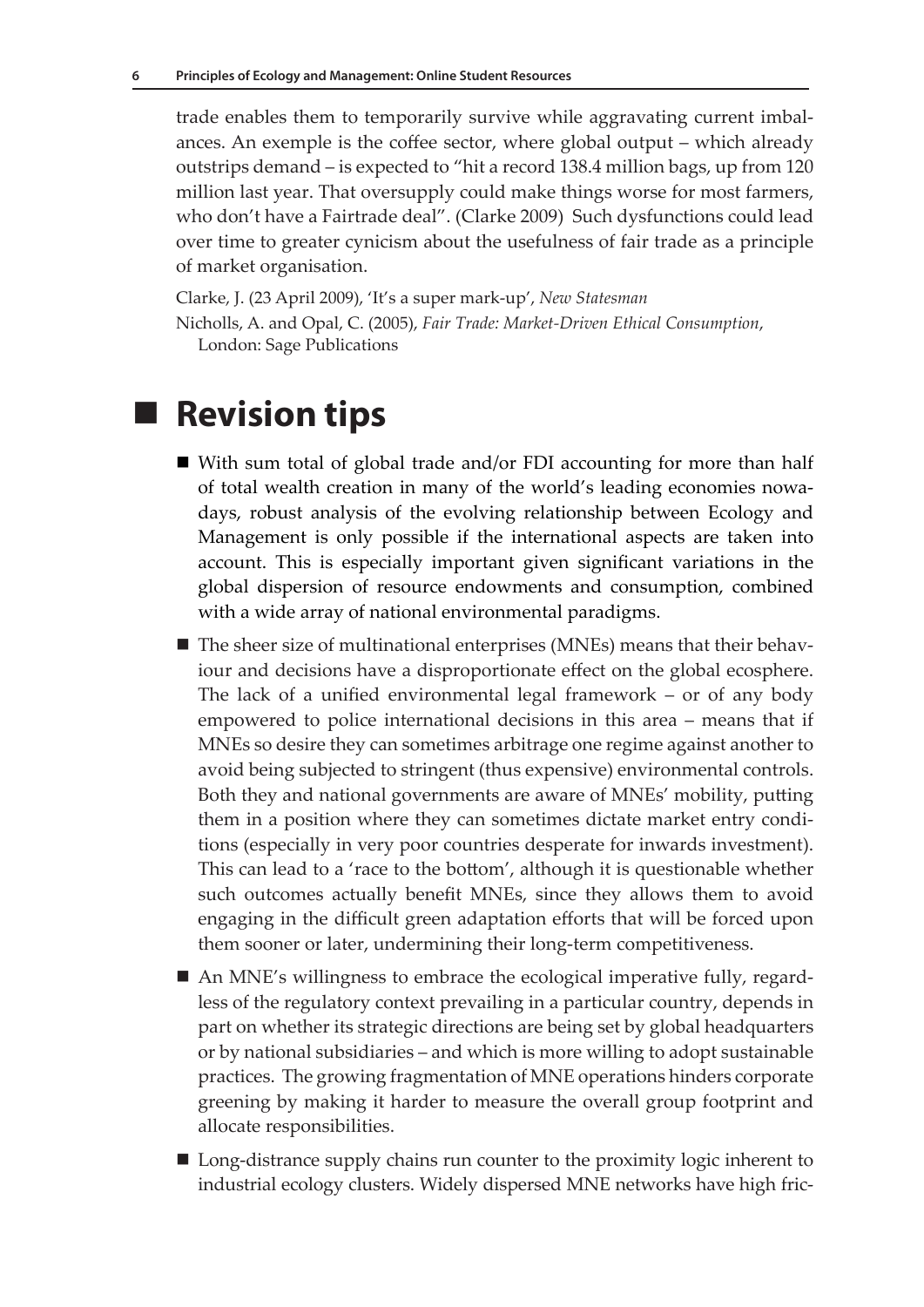trade enables them to temporarily survive while aggravating current imbalances. An exemple is the coffee sector, where global output – which already outstrips demand – is expected to "hit a record 138.4 million bags, up from 120 million last year. That oversupply could make things worse for most farmers, who don't have a Fairtrade deal". (Clarke 2009) Such dysfunctions could lead over time to greater cynicism about the usefulness of fair trade as a principle of market organisation.

Clarke, J. (23 April 2009), 'It's a super mark-up', *New Statesman*

Nicholls, A. and Opal, C. (2005), *Fair Trade: Market-Driven Ethical Consumption*, London: Sage Publications

## Revision tips

- With sum total of global trade and/or FDI accounting for more than half of total wealth creation in many of the world's leading economies nowadays, robust analysis of the evolving relationship between Ecology and Management is only possible if the international aspects are taken into account. This is especially important given significant variations in the global dispersion of resource endowments and consumption, combined with a wide array of national environmental paradigms.
- The sheer size of multinational enterprises (MNEs) means that their behaviour and decisions have a disproportionate effect on the global ecosphere. The lack of a unified environmental legal framework – or of any body empowered to police international decisions in this area – means that if MNEs so desire they can sometimes arbitrage one regime against another to avoid being subjected to stringent (thus expensive) environmental controls. Both they and national governments are aware of MNEs' mobility, putting them in a position where they can sometimes dictate market entry conditions (especially in very poor countries desperate for inwards investment). This can lead to a 'race to the bottom', although it is questionable whether such outcomes actually benefit MNEs, since they allows them to avoid engaging in the difficult green adaptation efforts that will be forced upon them sooner or later, undermining their long-term competitiveness.
- An MNE's willingness to embrace the ecological imperative fully, regardless of the regulatory context prevailing in a particular country, depends in part on whether its strategic directions are being set by global headquarters or by national subsidiaries – and which is more willing to adopt sustainable practices. The growing fragmentation of MNE operations hinders corporate greening by making it harder to measure the overall group footprint and allocate responsibilities.
- Long-distrance supply chains run counter to the proximity logic inherent to industrial ecology clusters. Widely dispersed MNE networks have high fric-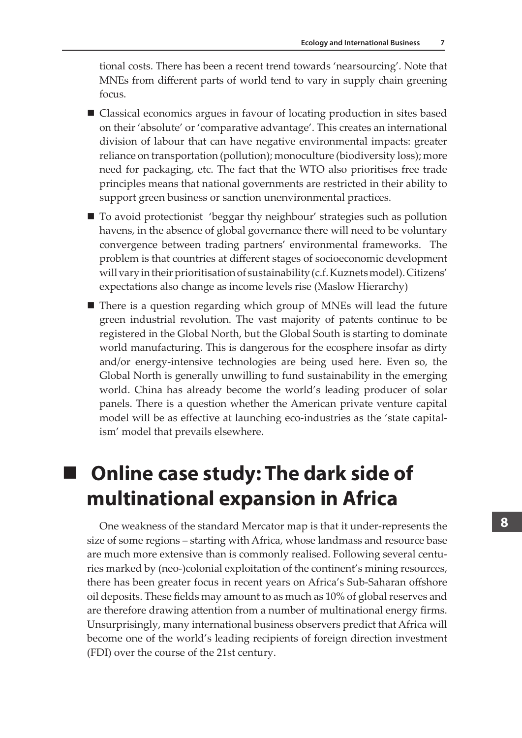tional costs. There has been a recent trend towards 'nearsourcing'. Note that MNEs from different parts of world tend to vary in supply chain greening focus.

- Classical economics argues in favour of locating production in sites based on their 'absolute' or 'comparative advantage'. This creates an international division of labour that can have negative environmental impacts: greater reliance on transportation (pollution); monoculture (biodiversity loss); more need for packaging, etc. The fact that the WTO also prioritises free trade principles means that national governments are restricted in their ability to support green business or sanction unenvironmental practices.
- To avoid protectionist 'beggar thy neighbour' strategies such as pollution havens, in the absence of global governance there will need to be voluntary convergence between trading partners' environmental frameworks. The problem is that countries at different stages of socioeconomic development will vary in their prioritisation of sustainability (c.f. Kuznets model). Citizens' expectations also change as income levels rise (Maslow Hierarchy)
- There is a question regarding which group of MNEs will lead the future green industrial revolution. The vast majority of patents continue to be registered in the Global North, but the Global South is starting to dominate world manufacturing. This is dangerous for the ecosphere insofar as dirty and/or energy-intensive technologies are being used here. Even so, the Global North is generally unwilling to fund sustainability in the emerging world. China has already become the world's leading producer of solar panels. There is a question whether the American private venture capital model will be as effective at launching eco-industries as the 'state capitalism' model that prevails elsewhere.

## Online case study: The dark side of multinational expansion in Africa

One weakness of the standard Mercator map is that it under-represents the size of some regions – starting with Africa, whose landmass and resource base are much more extensive than is commonly realised. Following several centuries marked by (neo-)colonial exploitation of the continent's mining resources, there has been greater focus in recent years on Africa's Sub-Saharan offshore oil deposits. These fields may amount to as much as 10% of global reserves and are therefore drawing attention from a number of multinational energy firms. Unsurprisingly, many international business observers predict that Africa will become one of the world's leading recipients of foreign direction investment (FDI) over the course of the 21st century.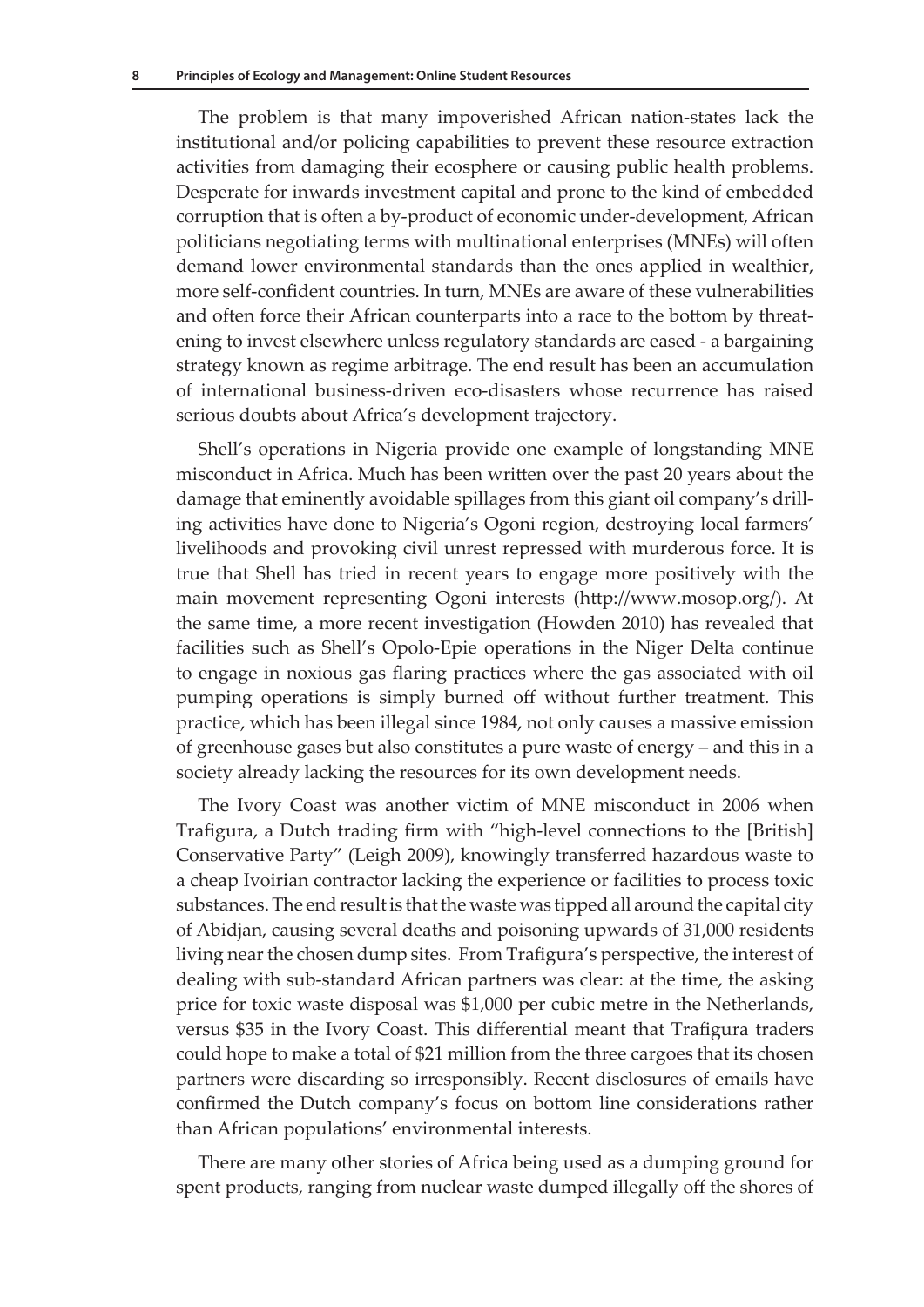The problem is that many impoverished African nation-states lack the institutional and/or policing capabilities to prevent these resource extraction activities from damaging their ecosphere or causing public health problems. Desperate for inwards investment capital and prone to the kind of embedded corruption that is often a by-product of economic under-development, African politicians negotiating terms with multinational enterprises (MNEs) will often demand lower environmental standards than the ones applied in wealthier, more self-confident countries. In turn, MNEs are aware of these vulnerabilities and often force their African counterparts into a race to the bottom by threatening to invest elsewhere unless regulatory standards are eased - a bargaining strategy known as regime arbitrage. The end result has been an accumulation of international business-driven eco-disasters whose recurrence has raised serious doubts about Africa's development trajectory.

Shell's operations in Nigeria provide one example of longstanding MNE misconduct in Africa. Much has been written over the past 20 years about the damage that eminently avoidable spillages from this giant oil company's drilling activities have done to Nigeria's Ogoni region, destroying local farmers' livelihoods and provoking civil unrest repressed with murderous force. It is true that Shell has tried in recent years to engage more positively with the main movement representing Ogoni interests (http://www.mosop.org/). At the same time, a more recent investigation (Howden 2010) has revealed that facilities such as Shell's Opolo-Epie operations in the Niger Delta continue to engage in noxious gas flaring practices where the gas associated with oil pumping operations is simply burned off without further treatment. This practice, which has been illegal since 1984, not only causes a massive emission of greenhouse gases but also constitutes a pure waste of energy – and this in a society already lacking the resources for its own development needs.

The Ivory Coast was another victim of MNE misconduct in 2006 when Trafigura, a Dutch trading firm with "high-level connections to the [British] Conservative Party" (Leigh 2009), knowingly transferred hazardous waste to a cheap Ivoirian contractor lacking the experience or facilities to process toxic substances. The end result is that the waste was tipped all around the capital city of Abidjan, causing several deaths and poisoning upwards of 31,000 residents living near the chosen dump sites. From Trafigura's perspective, the interest of dealing with sub-standard African partners was clear: at the time, the asking price for toxic waste disposal was $1,000 per cubic metre in the Netherlands, versus $35 in the Ivory Coast. This differential meant that Trafigura traders could hope to make a total of $21 million from the three cargoes that its chosen partners were discarding so irresponsibly. Recent disclosures of emails have confirmed the Dutch company's focus on bottom line considerations rather than African populations' environmental interests.

There are many other stories of Africa being used as a dumping ground for spent products, ranging from nuclear waste dumped illegally off the shores of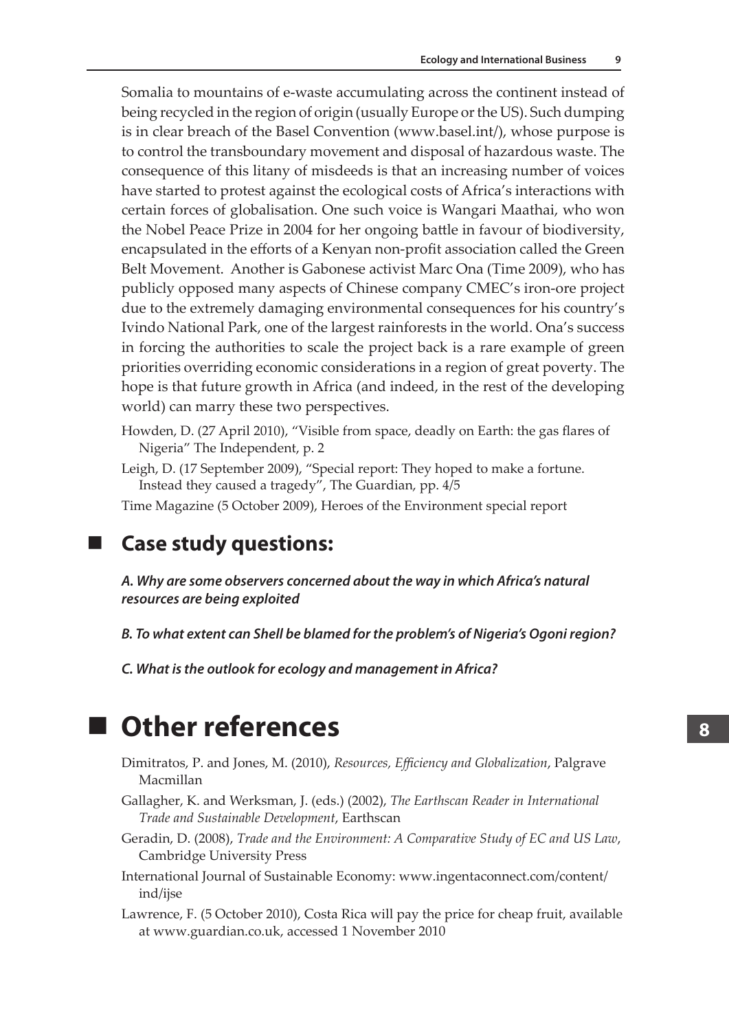Somalia to mountains of e-waste accumulating across the continent instead of being recycled in the region of origin (usually Europe or the US). Such dumping is in clear breach of the Basel Convention (www.basel.int/), whose purpose is to control the transboundary movement and disposal of hazardous waste. The consequence of this litany of misdeeds is that an increasing number of voices have started to protest against the ecological costs of Africa's interactions with certain forces of globalisation. One such voice is Wangari Maathai, who won the Nobel Peace Prize in 2004 for her ongoing battle in favour of biodiversity, encapsulated in the efforts of a Kenyan non-profit association called the Green Belt Movement. Another is Gabonese activist Marc Ona (Time 2009), who has publicly opposed many aspects of Chinese company CMEC's iron-ore project due to the extremely damaging environmental consequences for his country's Ivindo National Park, one of the largest rainforests in the world. Ona's success in forcing the authorities to scale the project back is a rare example of green priorities overriding economic considerations in a region of great poverty. The hope is that future growth in Africa (and indeed, in the rest of the developing world) can marry these two perspectives.

Howden, D. (27 April 2010), "Visible from space, deadly on Earth: the gas flares of Nigeria" The Independent, p. 2

Leigh, D. (17 September 2009), "Special report: They hoped to make a fortune. Instead they caused a tragedy", The Guardian, pp. 4/5

Time Magazine (5 October 2009), Heroes of the Environment special report

## Case study questions:

***A. Why are some observers concerned about the way in which Africa's natural resources are being exploited***

***B. To what extent can Shell be blamed for the problem's of Nigeria's Ogoni region?***

***C. What is the outlook for ecology and management in Africa?***

# Other references

Dimitratos, P. and Jones, M. (2010), *Resources, Efficiency and Globalization*, Palgrave Macmillan

Gallagher, K. and Werksman, J. (eds.) (2002), *The Earthscan Reader in International Trade and Sustainable Development*, Earthscan

Geradin, D. (2008), *Trade and the Environment: A Comparative Study of EC and US Law*, Cambridge University Press

International Journal of Sustainable Economy: www.ingentaconnect.com/content/ind/ijse

Lawrence, F. (5 October 2010), Costa Rica will pay the price for cheap fruit, available at www.guardian.co.uk, accessed 1 November 2010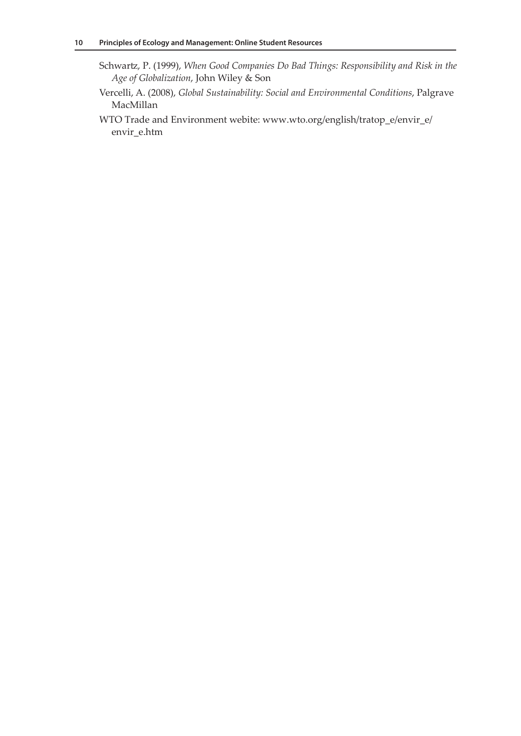Schwartz, P. (1999), *When Good Companies Do Bad Things: Responsibility and Risk in the Age of Globalization*, John Wiley & Son

Vercelli, A. (2008), *Global Sustainability: Social and Environmental Conditions*, Palgrave MacMillan

WTO Trade and Environment webite: www.wto.org/english/tratop_e/envir_e/envir_e.htm